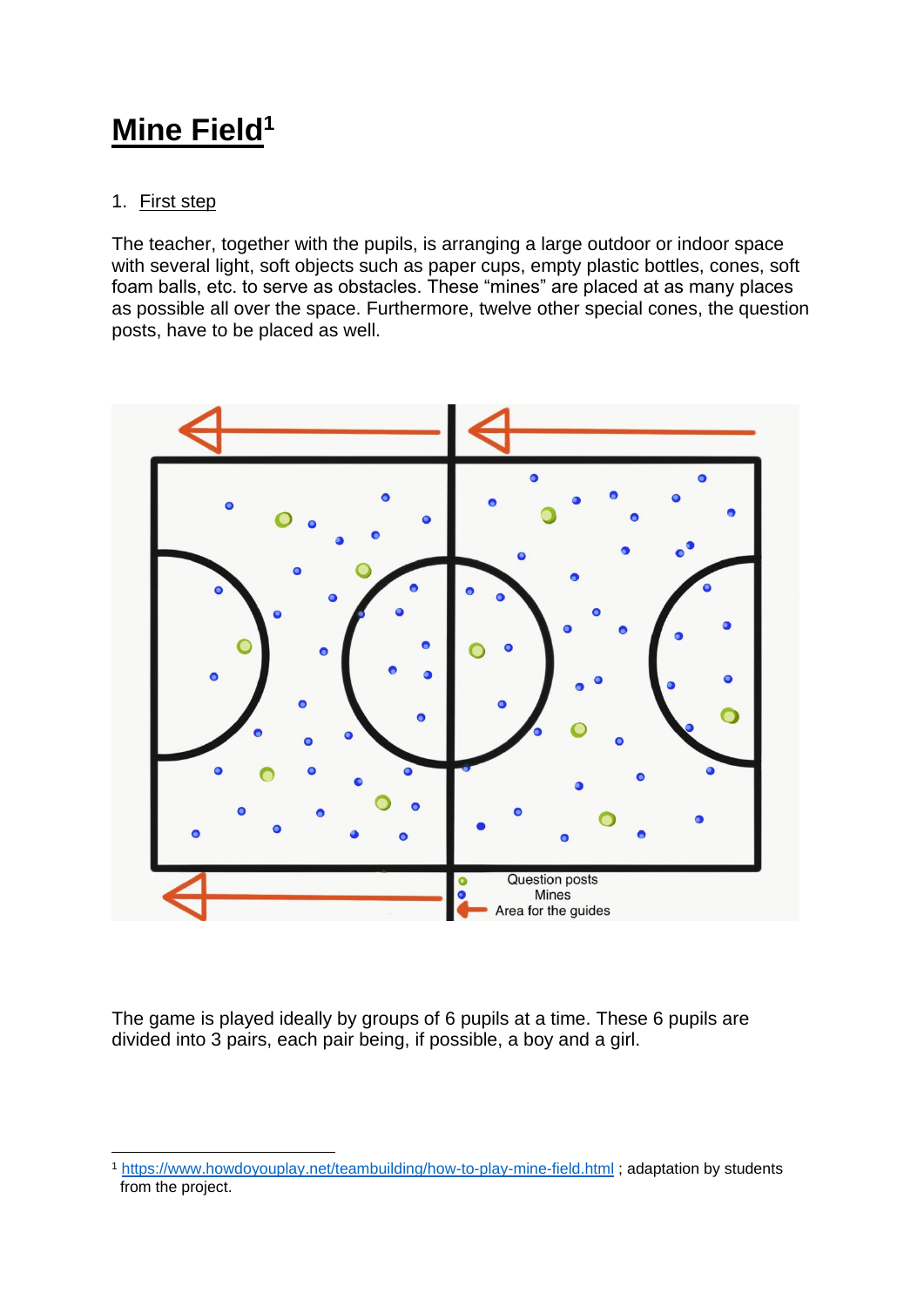# Mine Field[1]

1. First step

The teacher, together with the pupils, is arranging a large outdoor or indoor space with several light, soft objects such as paper cups, empty plastic bottles, cones, soft foam balls, etc. to serve as obstacles. These “mines” are placed at as many places as possible all over the space. Furthermore, twelve other special cones, the question posts, have to be placed as well.

Question posts
Mines
Area for the guides

The game is played ideally by groups of 6 pupils at a time. These 6 pupils are divided into 3 pairs, each pair being, if possible, a boy and a girl.

[1] https://www.howdoyouplay.net/teambuilding/how-to-play-mine-field.html ; adaptation by students from the project.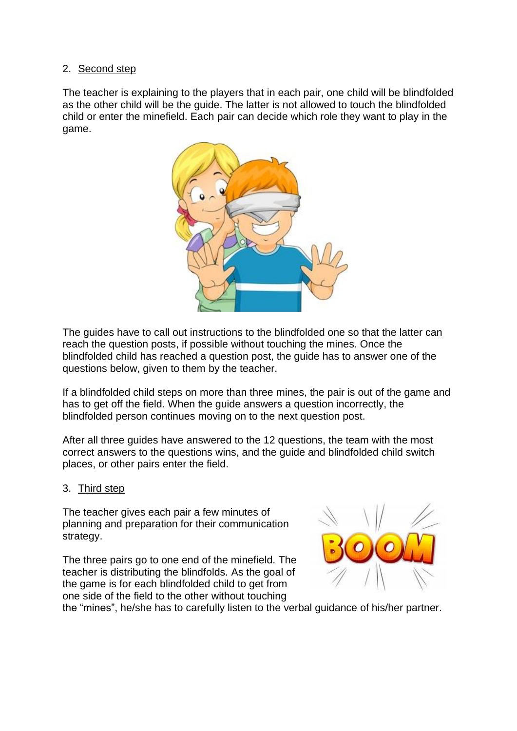2. <u>Second step</u>

The teacher is explaining to the players that in each pair, one child will be blindfolded as the other child will be the guide. The latter is not allowed to touch the blindfolded child or enter the minefield. Each pair can decide which role they want to play in the game.

The guides have to call out instructions to the blindfolded one so that the latter can reach the question posts, if possible without touching the mines. Once the blindfolded child has reached a question post, the guide has to answer one of the questions below, given to them by the teacher.

If a blindfolded child steps on more than three mines, the pair is out of the game and has to get off the field. When the guide answers a question incorrectly, the blindfolded person continues moving on to the next question post.

After all three guides have answered to the 12 questions, the team with the most correct answers to the questions wins, and the guide and blindfolded child switch places, or other pairs enter the field.

3. <u>Third step</u>

The teacher gives each pair a few minutes of planning and preparation for their communication strategy.

The three pairs go to one end of the minefield. The teacher is distributing the blindfolds. As the goal of the game is for each blindfolded child to get from one side of the field to the other without touching the "mines", he/she has to carefully listen to the verbal guidance of his/her partner.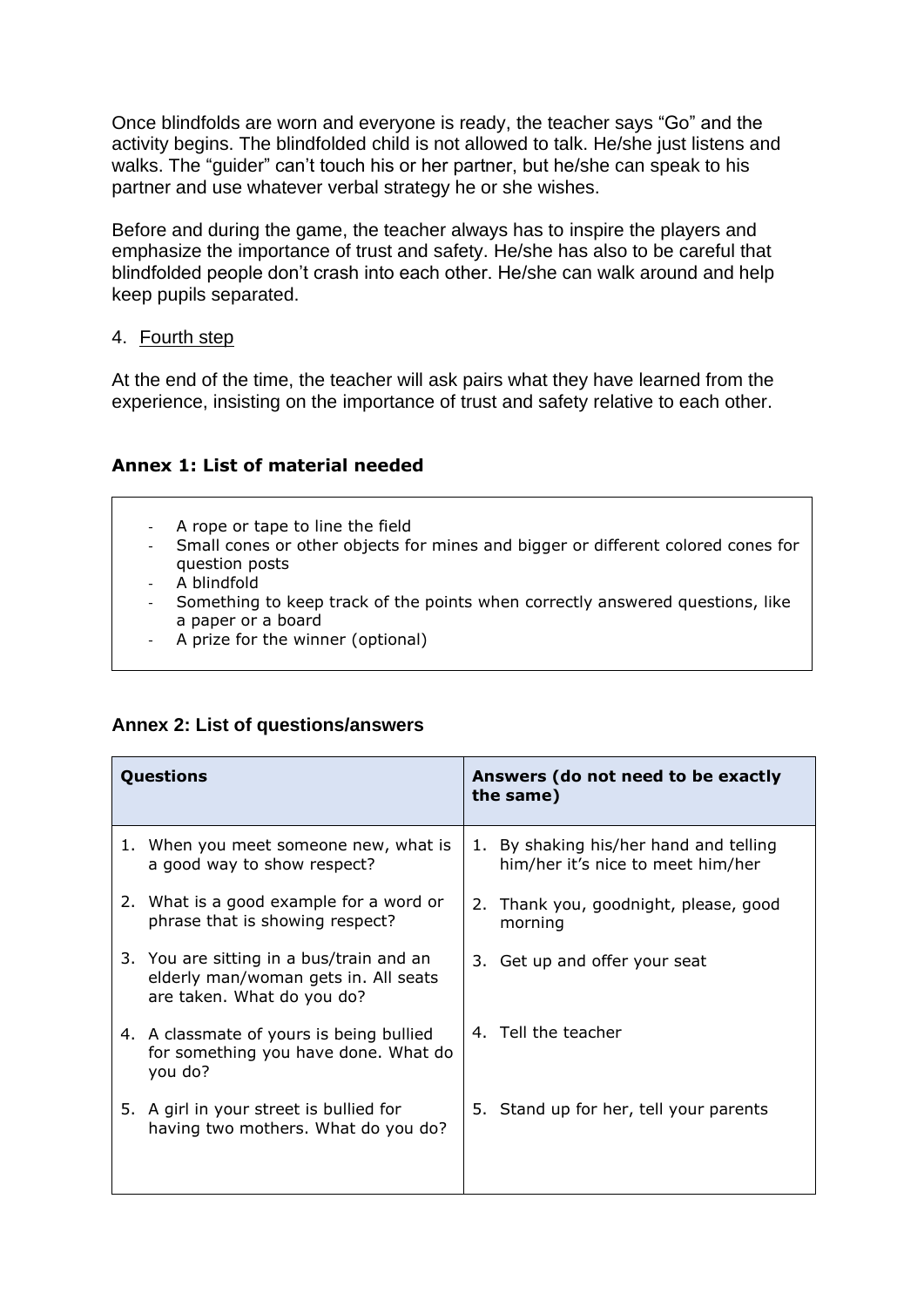Once blindfolds are worn and everyone is ready, the teacher says "Go" and the activity begins. The blindfolded child is not allowed to talk. He/she just listens and walks. The "guider" can't touch his or her partner, but he/she can speak to his partner and use whatever verbal strategy he or she wishes.

Before and during the game, the teacher always has to inspire the players and emphasize the importance of trust and safety. He/she has also to be careful that blindfolded people don't crash into each other. He/she can walk around and help keep pupils separated.

4. Fourth step

At the end of the time, the teacher will ask pairs what they have learned from the experience, insisting on the importance of trust and safety relative to each other.

**Annex 1: List of material needed**

- A rope or tape to line the field
- Small cones or other objects for mines and bigger or different colored cones for question posts
- A blindfold
- Something to keep track of the points when correctly answered questions, like a paper or a board
- A prize for the winner (optional)

**Annex 2: List of questions/answers**

| Questions | Answers (do not need to be exactly the same) |
|---|---|
| 1. When you meet someone new, what is a good way to show respect? | 1. By shaking his/her hand and telling him/her it's nice to meet him/her |
| 2. What is a good example for a word or phrase that is showing respect? | 2. Thank you, goodnight, please, good morning |
| 3. You are sitting in a bus/train and an elderly man/woman gets in. All seats are taken. What do you do? | 3. Get up and offer your seat |
| 4. A classmate of yours is being bullied for something you have done. What do you do? | 4. Tell the teacher |
| 5. A girl in your street is bullied for having two mothers. What do you do? | 5. Stand up for her, tell your parents |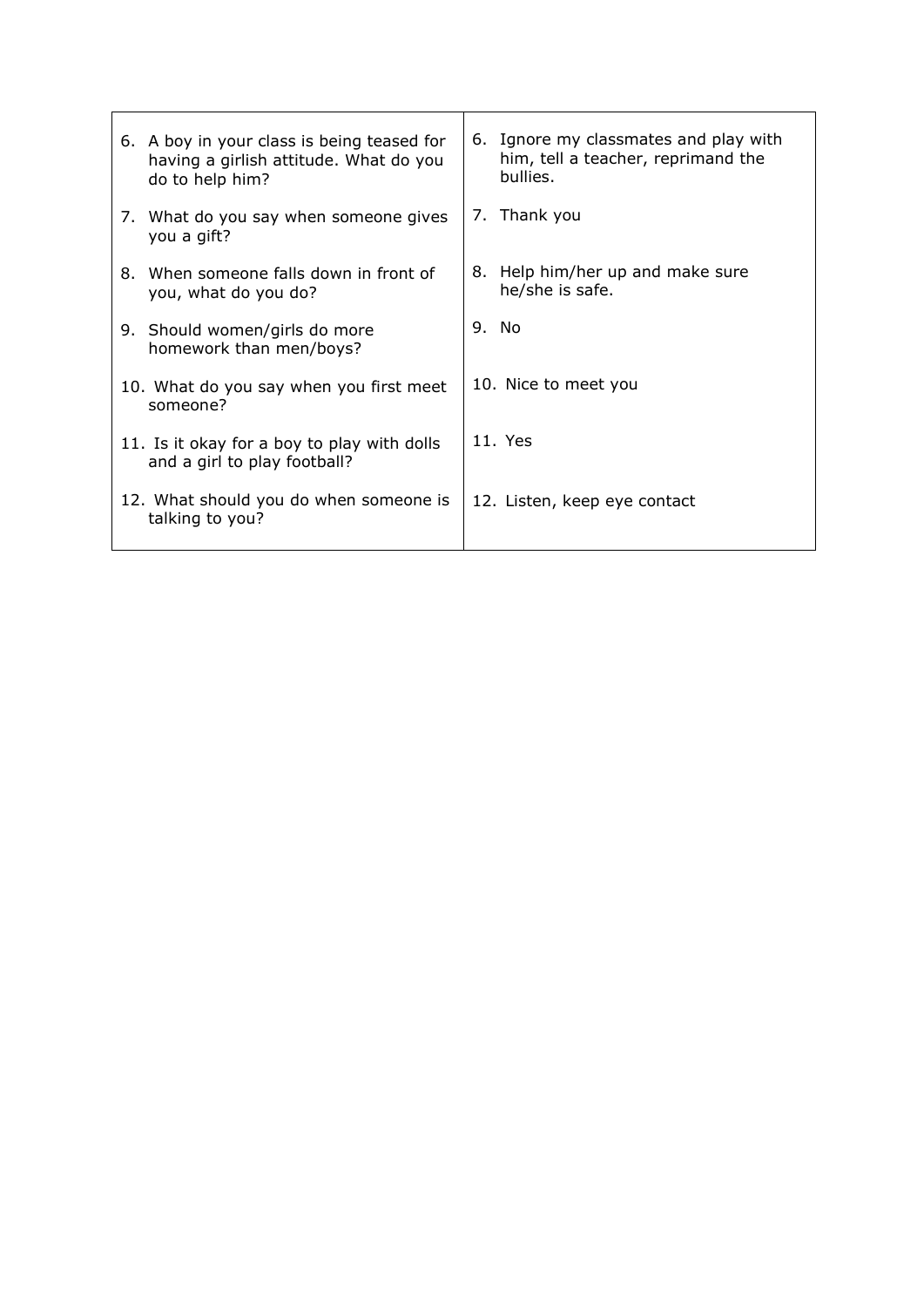| | |
|---|---|
| 6. A boy in your class is being teased for having a girlish attitude. What do you do to help him? | 6. Ignore my classmates and play with him, tell a teacher, reprimand the bullies. |
| 7. What do you say when someone gives you a gift? | 7. Thank you |
| 8. When someone falls down in front of you, what do you do? | 8. Help him/her up and make sure he/she is safe. |
| 9. Should women/girls do more homework than men/boys? | 9. No |
| 10. What do you say when you first meet someone? | 10. Nice to meet you |
| 11. Is it okay for a boy to play with dolls and a girl to play football? | 11. Yes |
| 12. What should you do when someone is talking to you? | 12. Listen, keep eye contact |